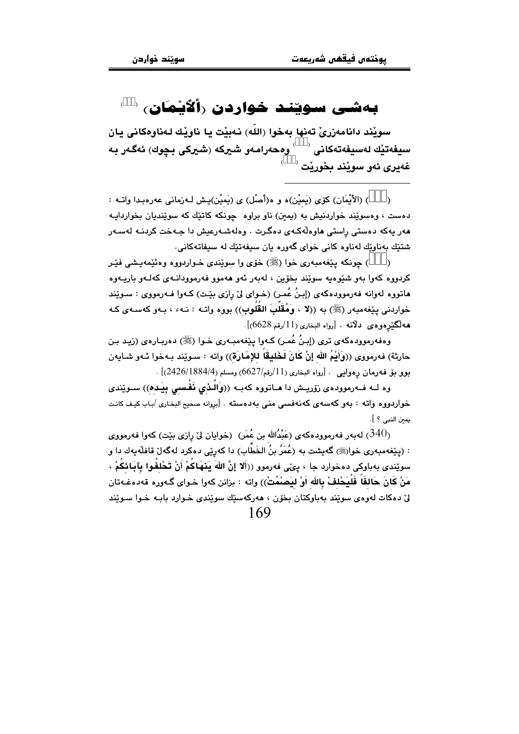# بەشی سوێند خواردن (ألأَيْمَان) [ ]

**سوێند دانامەزرێ تەنها بەخوا (الله) نەبێت یا ناوێك لەناوەكانی یان سیفەتێك لەسیفەتەكانی [ ] وەحەرامەو شیركە (شیركی بچوك) ئەگەر بە غەیری ئەو سوێند بخورێت [ ]**

---

( ) (الأَيْمَان) كۆی (يَمِيْن)ە و ەأصْل) ی (يَمِيْن)یش لەزمانی عەرەبدا واتە : دەست ، وەسوێند خواردنیش بە (یمین) ناو براوە چونكە كاتێك كە سوێندیان بخواردایە هەر یەكە دەستی ڕاستی هاوەڵەكەی دەگرت . وەلەشەرعیش دا جەخت كردنە لەسەر شتێك بەناوێك لەناوە كانی خوای گەورە یان سیفەتێك لە سیفاتەكانی.

( ) چونكە پێغەمبەری خوا (ﷺ) خۆی وا سوێندی خواردووە وەئێمەیشی فێر كردووە كەوا بەو شێوەیە سوێند بخۆین ، لەبەر ئەو هەموو فەرموودانەی كەلەو بارەیەوە هاتووە لەوانە فەرموودەكەی (إبنُ عُمر) (خوای لێ ڕازی بێت) كەوا فەرمووی : سوێند خواردنی پێغەمبەر (ﷺ) بە ((**لا ، وَمُقَلِّبَ القُلُوبِ**)) بووە واتە : نەء ، بەو كەسەی كە هەڵگێڕەوەی دڵانە . [رواه البخاري (11/رقم 6628)].

وەفەرموودەكەی تری (إبنُ عُمر) كەوا پێغەمبەری خوا (ﷺ) دەربارەی (زید بن حارثة) فەرمووی ((**وَأَيْمُ اللهِ إنْ كَانَ لَخَلِيقاً لِلإِمَارَةِ**)) واتە : سوێند بەخوا ئەو شایەن بوو بۆ فەرمان ڕەوایی . [رواه البخاري (11/رقم/6627) ومسلم (2426/1884/4)] .

وە لە فەرموودەی زۆریش دا هاتووە كەبە ((**وَالَّذِي نَفْسِي بِيَدِهِ**)) سوێندی خواردووە واتە : بەو كەسەی كەنەفسی منی بەدەستە . [بڕوانە صحیح البخاري /باب كیف كانت یمین النبي ؟ ].

(340) لەبەر فەرموودەكەی (عَبْدُالله بن عُمَر) (خوایان لێ ڕازی بێت) كەوا فەرمووی : (پێغەمبەری خوا(ﷺ) گەیشت بە (عُمَرُ بنُ الخَطَّاب) دا كەڕێی دەكرد لەگەڵ قافڵەیەك دا و سوێندی بەباوكی دەخوارد جا ، پێی فەرموو ((**ألا إنَّ اللهَ يَنهَاكُمْ أَنْ تَحْلِفُوا بِآبَائِكُمْ ، مَنْ كَانَ حَالِفاً فَلْيَحْلِفْ بِاللهِ اَوْ لِيَصْمُتْ**)) واتە : بزانن كەوا خوای گەورە قەدەغەتان لێ دەكات لەوەی سوێند بەباوكتان بخۆن ، هەركەسێك سوێندی خوارد بابە خوا سوێند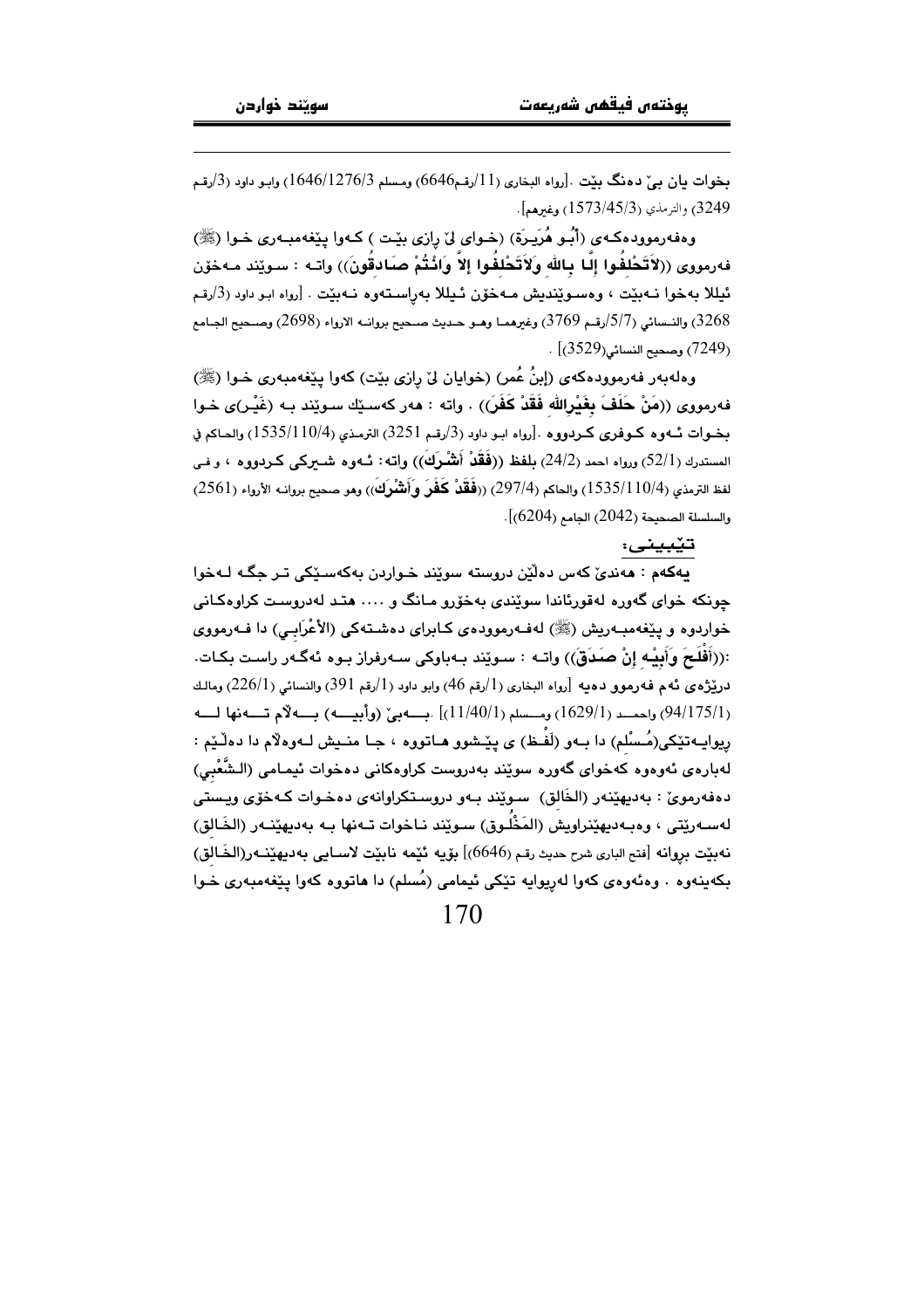بخوات یان بێ دەنگ بێت .[رواه البخاري (11/رقم6646) ومسلم 1646/1276/3) وابـو داود (3/رقـم 3249) والترمذي (1573/45/3) وغيرهم].

وەفەرموودەکەی (أَبُـو هُرَيـرَة) (خـوای لێ ڕازی بێـت ) کـەوا پێغەمبـەری خـوا (ﷺ) فەرمووی ((**لاتَحْلِفُوا إلّا بِاللهِ وَلاَتَحْلِفُوا إلاَّ وَانْتُمْ صَادِقُونَ**)) واتـە : سـوێند مـەخۆن ئیللا بەخوا نـەبێت ، وەسـوێندیش مـەخۆن ئـیللا بەڕاسـتەوە نـەبێت . [رواه ابو داود (3/رقم 3268) والنـسائي (5/7/رقـم 3769) وغيرهمـا وهـو حـديث صـحيح بروانـە الارواء (2698) وصـحيح الجـامع (7249) وصحيح النسائي(3529)] .

وەلەبەر فەرموودەکەی (إبنُ عُمر) (خوایان لێ ڕازی بێت) کەوا پێغەمبەری خـوا (ﷺ) فەرمووی ((**مَنْ حَلَفَ بِغَيْرِاللهِ فَقَدْ كَفَرَ**)) . واتە : هەر کەسـێك سـوێند بـە (غَیْـر)ی خـوا بخـوات ئـەوە کـوفری کـردووە .[رواه ابـو داود (3/رقـم 3251) الترمـذي (1535/110/4) والحـاكم في المستدرك (52/1) ورواه احمد (24/2) بلفظ ((**فَقَدْ أَشْرَكَ**)) واته: ئـەوە شـیرکی کـردووە ، وفـى لفظ الترمذي (1535/110/4) والحاكم (297/4) ((**فَقدْ كَفَرَ وَأَشْرَكَ**)) وهو صحيح بروانـە الأرواء (2561) والسلسلة الصحيحة (2042) الجامع (6204)].

تێبینی:

**یەکەم** : هەندێ کەس دەڵێن دروستە سوێند خـواردن بەکەسـێکی تـر جگـە لـەخوا چونکە خوای گەورە لەقورئاندا سوێندی بەخۆرو مـانگ و .... هتـد لەدروسـت کراوەکـانی خواردوە و پێغەمبـەریش (ﷺ) لەفـەرموودەی کـابرای دەشـتەکی (الأعْرَابِـي) دا فـەرمووی :((**أَفْلَحَ وَأَبِيْهِ إنْ صَدَقَ**)) واتـە : سـوێند بـەباوکی سـەرفراز بـوە ئەگـەر ڕاسـت بکـات. درێژەی ئەم فەرموو دەیە [رواه البخاري (1/رقم 46) وابو داود (1/رقم 391) والنسائي (226/1) ومالك (94/175/1) واحمـد (1629/1) ومـسلم (11/40/1)] .بـەبێ (وأبيـه) بـەڵام تـەنها لـە ڕیوایـەتێکی(مُـسْلِم) دا بـەو (لَفْـظ) ی پێـشوو هـاتووە ، جـا منـیش لـەوەڵام دا دەڵـێم : لەبارەی ئەوەوە کەخوای گەورە سوێند بەدروست کراوەکانی دەخوات ئیمـامی (الـشَّعْبِي) دەفەرموێ : بەدیهێنەر (الخَالِق) سـوێند بـەو دروسـتکراوانەی دەخـوات کـەخۆی ویـستی لەسـەرێتی ، وەبـەدیهێنراویش (المَخْلُـوق) سـوێند نـاخوات تـەنها بـە بەدیهێنـەر (الخَـالِق) نەبێت بڕوانە [فتح الباري شرح حديث رقم (6646)] بۆیە ئێمە نابێت لاسـایی بەدیهێنـەر(الخَـالِق) بکەینەوە . وەئەوەی کەوا لەڕیوایە تێکی ئیمامی (مُسلم) دا هاتووە کەوا پێغەمبەری خـوا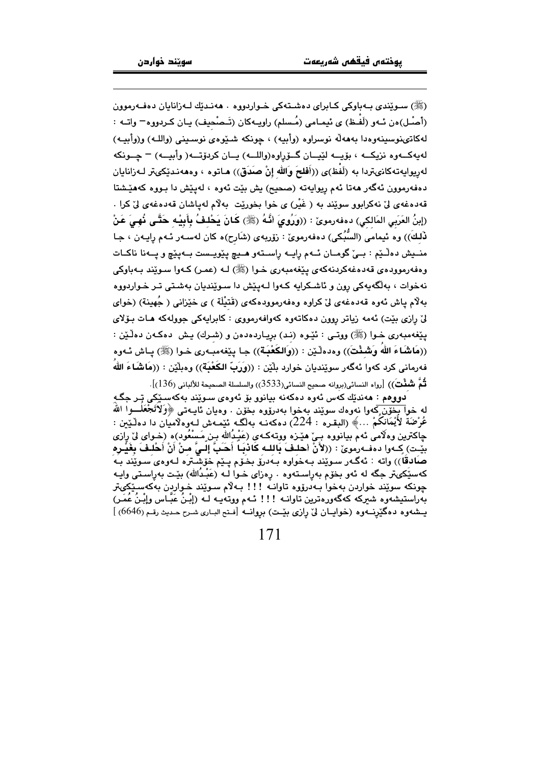(ﷺ) سـوێندی بـەباوکی کـابرای دەشـتەکی خـواردووە . هەنـدێك لـەزانایان دەفـەرموون (أَصْـل)ەن ئـەو (لَفْـظ) ی ئیمـامی (مُـسلم) راویـەکان (تَـصْحيف) یـان کـردووە– واتـە : لەکاتی‌نوسینەوەدا بەهەڵە نوسراوە (وأبيه) ، چونکە شـێوەی نوسـینی (واللـه) و(وأبيـه) لەیەکـەوە نزیکـە ، بۆیـە لێیـان گـۆڕاوە(واللـه) یـان کردۆتـە( وأبيـه) – چـونکە لەریوایەتەکانی‌تردا بە (لَفْظ)ی ((**أَفلحَ وَاللهِ إنْ صَدَقَ**)) هـاتوە ، وەهەنـدێکی‌تر لـەزانایان دەفەرموون ئەگەر هەتا ئەم ریوایەتە (صحيح) یش بێت ئەوە ، لەپێش دا بـووە کەهێـشتا قەدەغەی لێ نەکرابوو سوێند بە ( غَيْر) ی خوا بخورێت بەڵام لەپاشان قەدەغەی لێ کرا . (إبنُ العَرَبي المَالكي) دەفەرموێ : ((**وَرُوِيَ أنَّهُ** (ﷺ) **كَانَ يَحْلِفُ بِأَبِيْهِ حَتَّى نُهِيَ عَنْ ذَلِكَ**)) وە ئیمامی (السُّبُكي) دەفەرموێ : زۆربەی (شَارِح)ەکان لەسـەر ئـەم رایـەن ، جـا منـیش دەڵـێم : بـێ گومـان ئـەم رایـە راسـتەو هـیچ پێویـست بـەپێچ و پـەنا ناکـات وەفەرموودەی قەدەغەکردنەکەی پێغەمبەری خـوا (ﷺ) لـە (عمـر) کـەوا سـوێند بـەباوکی نەخوات ، بەڵگەیەکی رون و ئاشـکرایە کـەوا لـەپێش دا سـوێندیان بەشـتی تـر خـواردووە بەڵام پاش ئەوە قەدەغەی لێ کراوە وەفەرموودەکەی (قُتَيْلَة ) ی خێزانی ( جُهينة) (خوای لێ ڕازی بێت) ئەمە زیاتر روون دەکاتەوە کەوافەرمووی : کابرایەکی جوولەکە هـات بـۆلای پێغەمبەری خـوا (ﷺ) ووتـی : ئێـوە (نـد) بریـاردەدەن و (شـرك) یـش دەکـەن دەڵـێن : ((**مَاشَاءَ اللهُ وَشِئْتَ**)) وەدەڵـێن : ((**وَالكَعْبَةِ**)) جـا پێغەمبـەری خـوا (ﷺ) پـاش ئـەوە فەرمانی کرد کەوا ئەگەر سوێندیان خوارد بڵێن : ((**وَرَبِّ الكَعْبَةِ**)) وەبڵێن : ((**مَاشَاءَ اللهُ ثُمَّ شِئْتَ**)) [رواه النسائي(بروانە صحيح النسائي(3533)) والسلسلة الصحيحة للألباني (136)].

**دووەم** : هەندێك کەس ئەوە دەکەنە بیانوو بۆ ئەوەی سـوێند بەکەسـێکی تـر جگـە لە خوا بخۆن کەوا نەوەك سوێند بەخوا بەدرۆوە بخۆن . وەیان ئایـەتی ﴿**وَلاَتَجْعَلُـوا اللهَ عُرْضَةً لأَيْمَانِكُمْ** ...﴾ (البقـرە : 224) دەکەنـە بەڵگـە ئێمـەش لـەوەڵامیان دا دەڵـێین : چاکترین وەڵامی ئەم بیانووە بـێ هێـزە ووتـەکەی (عَبْدُالله بـن مَسْعُود)ە (خـوای لێ رازی بێـت) کـەوا دەفـەرموێ : ((**لأَنْ أَحْلِفَ بِاللـهِ كَاذِبًا أَحَبُّ إِلَـيَّ مِـنْ أَنْ أَحْلِـفَ بِغَيْـرِهِ صَادِقًا**)) واتە : ئەگـەر سـوێند بـەخواوە بـەدرۆ بخـۆم پـێم خۆشـترە لـەوەی سـوێند بـە کەسێکی‌تر جگە لە ئەو بخۆم بەراستەوە . ڕەزای خـوا لـە (عَبْدُالله) بێـت بەراسـتی وایـە چونکە سوێند خواردن بەخوا بـەدرۆوە تاوانـە !!! بـەڵام سـوێند خـواردن بەکەسـێکی‌تر بەراستیشەوە شیرکە کەگەورەترین تاوانـە !!! ئـەم ووتەیـە لـە (إبْـنُ عَبَّـاس وإبْـنُ عُمَـر) یـشەوە دەگێڕنـەوە (خوایـان لێ ڕازی بێـت) بروانـە [فـتح البـاری شـرح حـديث رقـم (6646) ]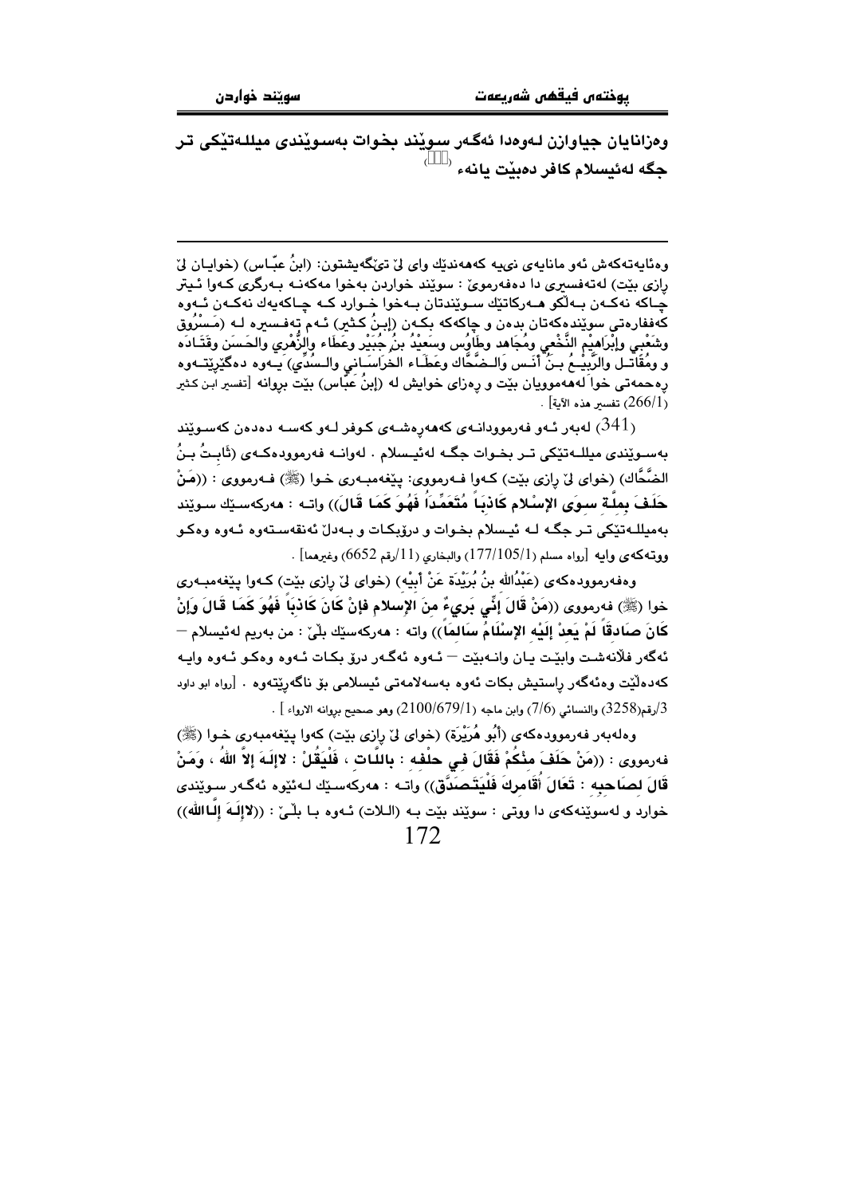**وەزانایان جیاوازن لەوەدا ئەگەر سوێند بخوات بەسوێندی میللەتێکی تر جگە لەئیسلام کافر دەبێت یانەء ([341])**

---

وەئایەتەکەش ئەو مانایەی نیە کەهەندێك وای لێ تێگەیشتون: (ابنُ عبّـاس) (خوایـان لێ ڕازی بێت) لەتەفسیری دا دەفەرموێ : سوێند خواردن بەخوا مەکەنـە بـەرگری کـەوا ئـیتر چـاکە نەکـەن بـەڵکو هـەرکاتێك سـوێندتان بـەخوا خـوارد کـە چـاکەیەك نەکـەن ئـەوە کەففارەتی سوێندەکەتان بدەن و چاکەکە بکـەن (إبـنُ كـثير) ئـەم تەفسیرە لـە (مَسْرُوق وشَعْبِي وإبْرَاهِيْم النَّخْعِي ومُجَاهد وطاوُس وسَعيْدُ بنُ جُبَيْر وعَطَاء والزُّهْري والحَسَن وقَتَـادَه و ومُقَاتـل والرَّبِيْـعُ بـنُ أنَـس وَالـضَّحَّاك وعَطَـاء الخرَاسَـاني والـسُّدِّي) یـەوە دەگێڕێتـەوە ڕەحمەتی خوا لەهەموویان بێت و ڕەزای خوایش لە (إبنُ عبّاس) بێت بڕوانە [تفسير ابن كثير (266/1) تفسير هذه الآية] .

(341) لەبەر ئـەو فەرموودانـەی کەهەڕەشـەی کـوفر لـەو کەسـە دەدەن کەسـوێند بەسـوێندی میللـەتێکی تـر بخـوات جگـە لەئیـسلام . لەوانـە فەرموودەکـەی (ثَابِـتُ بـنُ الضَّحَّاك) (خوای لێ ڕازی بێت) کـەوا فـەرمووی: پێغەمبـەری خـوا (ﷺ) فـەرمووی : ((**مَنْ حَلَفَ بِمِلَّةٍ سِوَى الإسْلام كَاذِبَاً مُتَعَمِّدَاً فَهُوَ كَمَا قَالَ**)) واتـە : هەرکەسـێك سـوێند بەمیللـەتێکی تـر جگـە لـە ئیـسلام بخـوات و درۆبکـات و بـەدڵ ئەنقەسـتەوە ئـەوە وەکـو ووتەکەی وایە [رواه مسلم (177/105/1) والبخاري (11/رقم 6652) وغيرهما] .

وەفەرموودەکەی (عَبْدُالله بنُ بُرَيْدَة عَنْ أبِيْه) (خوای لێ ڕازی بێت) کـەوا پێغەمبـەری خوا (ﷺ) فەرمووی ((**مَنْ قَالَ إنِّي بَرِيءٌ منَ الإسلام فإنْ كَانَ كَاذِبَاً فَهُوَ كَمَا قَالَ وَإنْ كَانَ صَادِقَاً لَمْ يَعدْ إلَيْه الإسْلَامُ سَالِمَاً**)) واتە : هەرکەسێك بڵێ : من بەریم لەئیسلام — ئەگەر فلانەشـت وابێـت یـان وانـەبێت — ئـەوە ئەگـەر درۆ بکـات ئـەوە وەکـو ئـەوە وایـە کەدەڵێت وەئەگەر ڕاستیش بکات ئەوە بەسەلامەتی ئیسلامی بۆ ناگەڕێتەوە . [رواه ابو داود 3/رقم(3258) والنسائي (7/6) وابن ماجه (2100/679/1) وهو صحيح بروانه الارواء ] .

وەلەبەر فەرموودەکەی (أبُو هُرَيْرَة) (خوای لێ ڕازی بێت) کەوا پێغەمبەری خـوا (ﷺ) فەرمووی : ((**مَنْ حَلَفَ مِنْكُمْ فَقَالَ فِي حلْفه : باللَّات ، فَلْيَقُلْ : لاإلَـهَ إلاَّ اللهُ ، وَمَنْ قَالَ لصَاحِبِه : تَعَالَ أُقَامِركَ فَلْيَتَـصَدَّق**)) واتـە : هەرکەسـێك لـەئێوە ئەگـەر سـوێندی خوارد و لەسوێنەکەی دا ووتی : سوێند بێت بـە (الـلات) ئـەوە بـا بڵـێ : ((**لاإلَـهَ إلَّاالله**))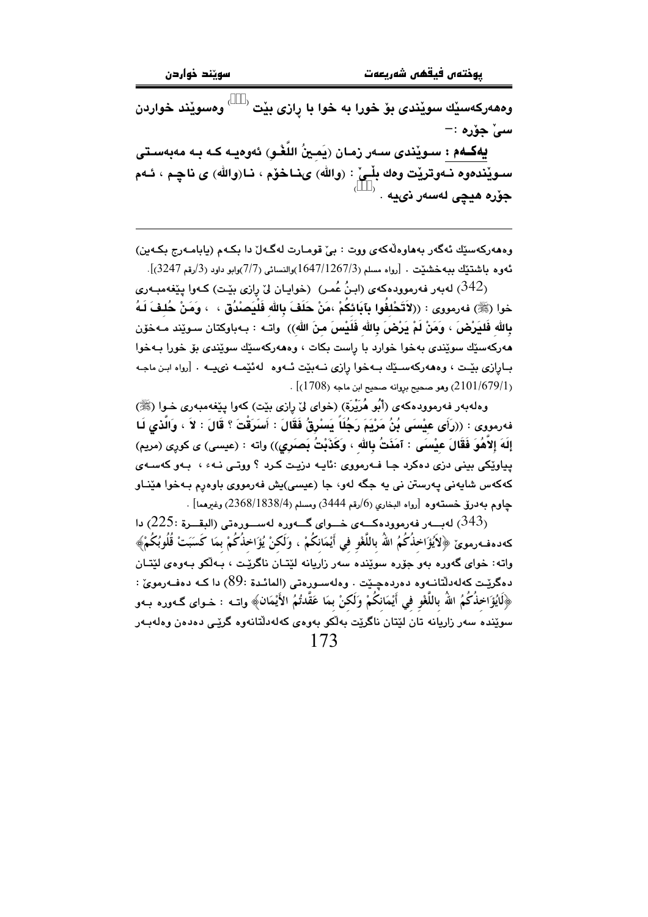وەهەرکەسێك سوێندی بۆ خورا بە خوا با ڕازی بێت [341] وەسوێند خواردن سێ جۆرە :-

**یەکـەم : سـوێندی سـەر زمـان (يَمِينُ اللَّغْوِ)** ئەوەیـە کـە بـە مەبەسـتی سـوێندەوە نـەوترێت وەك بڵـێ : (واللە) ی نـاخۆم ، نـا(واللە) ی ناچـم ، ئـەم جۆرە هیچی لەسەر نییە . [342]

---

وەهەرکەسێك ئەگەر بەهاوەڵەکەی ووت : بێ قومـارت لەگـەڵ دا بکـەم (یابامـەرج بکـەین) ئەوە باشتێك ببەخشێت . [رواه مسلم (1647/1267/3)والنسائی (7/7)وابو داود (3/رقم 3247)].

(342) لەبەر فەرموودەکەی (ابـنُ عُمـر) (خوایـان لێ ڕازی بێـت) کـەوا پێغەمبـەری خوا (ﷺ) فەرمووی : ((لاَتَحْلِفُوا بآبَائِكُمْ ،مَنْ حَلَفَ بِاللهِ فَلْيَصْدُق ، ، وَمَنْ حُلِفَ لَهُ بِاللهِ فَلْيَرْضَ ، وَمَنْ لَمْ يَرْضَ بِاللهِ فَلَيْسَ مِنَ اللهِ)) واتـە : بـەباوکتان سـوێند مـەخۆن هەرکەسێك سوێندی بەخوا خوارد با ڕاست بکات ، وەهەرکەسێك سوێندی بۆ خورا بـەخوا بـاڕازی بێـت ، وەهەرکەسـێك بـەخوا ڕازی نـەبێت ئـەوە لەئێمـە نییـە . [رواه ابـن ماجـە (2101/679/1) وهو صحیح بروانە صحیح ابن ماجە (1708)] .

وەلەبەر فەرموودەکەی (أَبُو هُرَيْرَة) (خوای لێ ڕازی بێت) کەوا پێغەمبەری خـوا (ﷺ) فەرمووی : ((رَأَى عِيْسَى بْنُ مَرْيَمَ رَجُلاً يَسْرِقُ فَقَالَ : أَسَرَقْتَ ؟ قَالَ : لاَ ، وَالَّذي لَا إلَهَ إلاَّهُوَ فَقَالَ عِيْسَى : آمَنْتُ بِاللهِ ، وَكَذَّبْتُ بَصَرِي)) واتە : (عیسی) ی کوڕی (مریم) پیاوێکی بینی دزی دەکرد جـا فـەرمووی :ئایـە دزیـت کـرد ؟ ووتـی نـەء ، بـەو کەسـەی کەکەس شایەنی پەرستن نی یە جگە لەو، جا (عیسی)یش فەرمووی باوەڕم بـەخوا هێنـاو چاوم بەدرۆ خستەوە [رواه البخاري (6/رقم 3444) ومسلم (2368/1838/4) وغیرهما] .

(343) لەبـەر فەرموودەکـەی خـوای گـەورە لەسـورەتی (البقـرة :225) دا کەدەفـەرموێ ﴿لاَيُؤَاخِذُكُمُ اللهُ بِاللَّغْوِ فِي أَيْمَانِكُمْ ، وَلَكِنْ يُؤَاخِذُكُمْ بِمَا كَسَبَتْ قُلُوبُكُمْ﴾ واتە: خوای گەورە بەو جۆرە سوێندە سەر زاریانە لێتـان ناگرێـت ، بـەڵکو بـەوەی لێتـان دەگرێـت کەلەدڵتانـەوە دەردەچێت . وەلەسـورەتی (المائـدة :89) دا کـە دەفـەرموێ : ﴿لاَيُؤَاخِذُكُمُ اللهُ بِاللَّغْوِ فِي أَيْمَانِكُمْ وَلَكِنْ بِمَا عَقَّدتُمُ الأَيْمَانَ﴾ واتـە : خـوای گـەورە بـەو سوێندە سەر زاریانە تان لێتان ناگرێت بەڵکو بەوەی کەلەدڵتانەوە گرێی دەدەن وەلەبـەر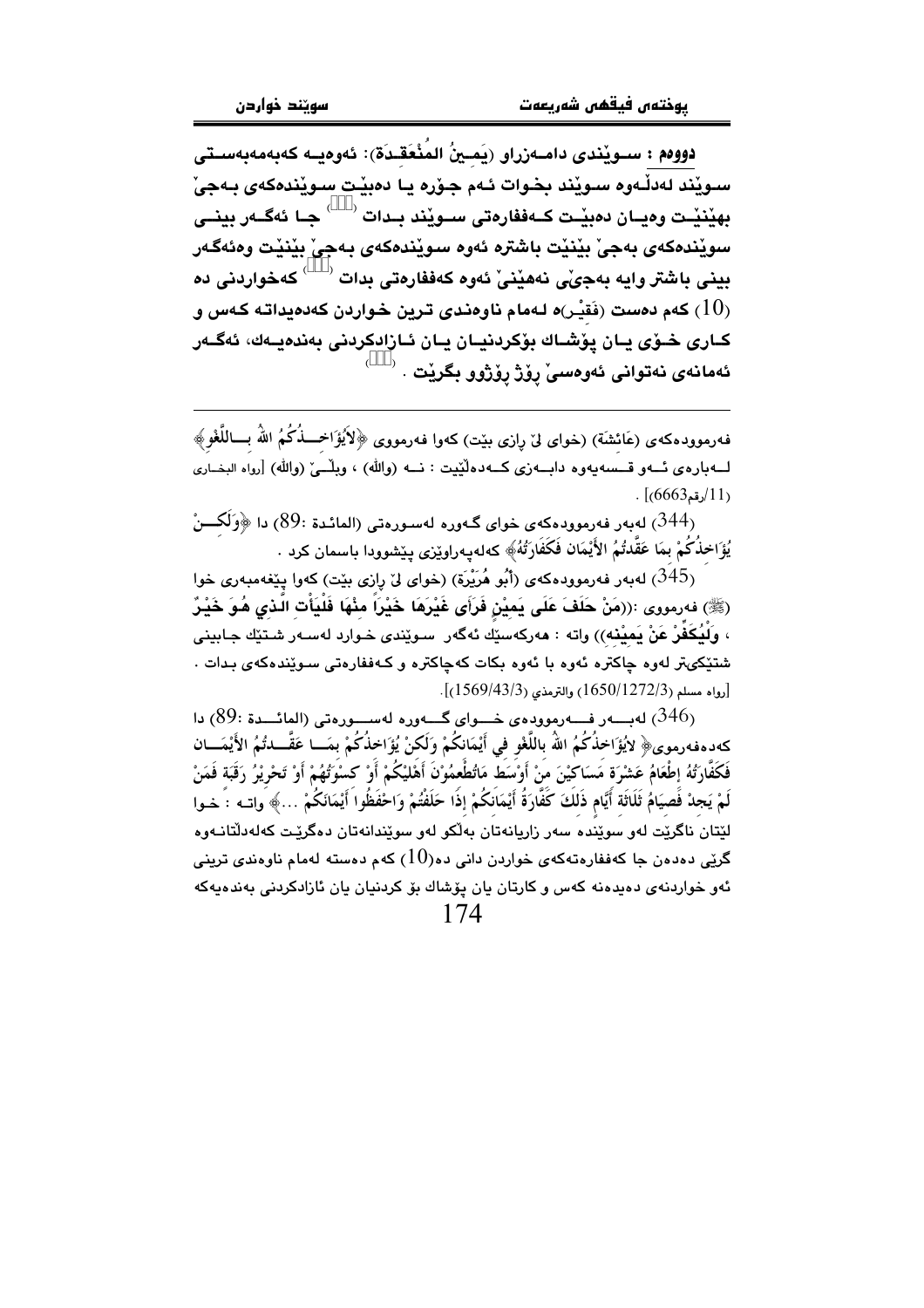**دووەم : سـوێندی دامـەزراو (یَمـینُ المُنْعَقـدَة)**: ئەوەیـە کەبەمەبەسـتی سـوێند لەدڵـەوە سـوێند بخـوات ئـەم جـۆرە یـا دەبێـت سـوێندەکەی بـەجێ بهێنێـت وەیـان دەبێـت کـەففارەتی سـوێند بـدات [344] جـا ئەگـەر بینـی سوێندەکەی بەجێ بێنێت باشترە ئەوە سوێندەکەی بەجێ بێنێت وەئەگەر بینی باشتر وایە بەجێی نەهێنێ ئەوە کەففارەتی بدات [345] کەخواردنی دە (10) کەم دەست (فَقیْـر)ە لـەمام ناوەندی ترین خـواردن کەدەیداتـە کـەس و کـاری خـۆی یـان پۆشـاك بۆکردنیـان یـان ئـازادکردنی بەندەیـەك، ئەگـەر ئەمانەی نەتوانی ئەوەسێ ڕۆژ ڕۆژوو بگرێت . [346]

---

فەرموودەکەی (عَائشَة) (خوای لێ ڕازی بێت) کەوا فەرمووی ﴿لايُؤَاخِـذُكُمُ اللهُ بِـاللَّغْوِ﴾ لـەبارەی ئـەو قـسەیەوە دابـەزی کـەدەڵێت : نـە (والله) ، وبەڵێ (والله) [رواه البخـاری (11/رقم6663)] .

(344) لەبەر فەرموودەکەی خوای گەورە لەسورەتی (المائدة :89) دا ﴿وَلَكِـنْ يُؤَاخِذُكُمْ بِمَا عَقَّدتُمُ الأَيْمَان فَكَفَارَتُهُ﴾ کەلەپەراوێزی پێشوودا باسمان کرد .

(345) لەبەر فەرموودەکەی (أَبُو هُرَيْرَة) (خوای لێ ڕازی بێت) کەوا پێغەمبەری خوا (ﷺ) فەرمووی :((مَنْ حَلَفَ عَلَى يَمِيْنٍ فَرَأَى غَيْرَهَا خَيْراً مِنْهَا فَلْيَأْتِ الَّذِي هُوَ خَيْرٌ ، وَلْيُكَفِّرْ عَنْ يَمِيْنِه)) واتە : هەرکەسێك ئەگەر سوێندی خـوارد لەسـەر شـتێك جـابینی شتێکیتر لەوە چاکترە ئەوە بکات کەچاکترە و کـەففارەتی سـوێندەکەی بـدات . [رواه مسلم (1650/1272/3) والترمذي (1569/43/3)].

(346) لەبـەر فـەرموودەی خـوای گـەورە لەسـورەتی (المائـدة :89) دا کەدەفەرموی﴿ لايُؤَاخِذُكُمُ اللهُ بِاللَّغْوِ فِي أَيْمَانِكُمْ وَلَكِنْ يُؤَاخِذُكُمْ بِمَـا عَقَّـدتُمُ الأَيْمَـان فَكَفَّارَتُهُ إِطْعَامُ عَشْرَةِ مَسَاكِيْنَ مِنْ أَوْسَطِ مَاتُطْعِمُوْنَ أَهْلِيْكُمْ أَوْ كِسْوَتُهُمْ أَوْ تَحْرِيْرُ رَقَبَةٍ فَمَنْ لَمْ يَجِدْ فَصِيَامُ ثَلاثَةِ أَيَّامٍ ذَلِكَ كَفَّارَةُ أَيْمَانِكُمْ إِذَا حَلَفْتُمْ وَاحْفَظُوا أَيْمَانَكُمْ ...﴾ واتـە : خـوا لێتان ناگرێت لەو سوێندە سەر زاریانەتان بەڵکو لەو سوێندانەتان دەگرێت کەلەدڵتانـەوە گرێی دەدەن جا کەففارەتەکەی خواردن دانی دە(10) کەم دەستە لەمام ناوەندی ترینی ئەو خواردنەی دەیدەنە کەس و کارتان یان پۆشاك بۆ کردنیان یان ئازادکردنی بەندەیەکە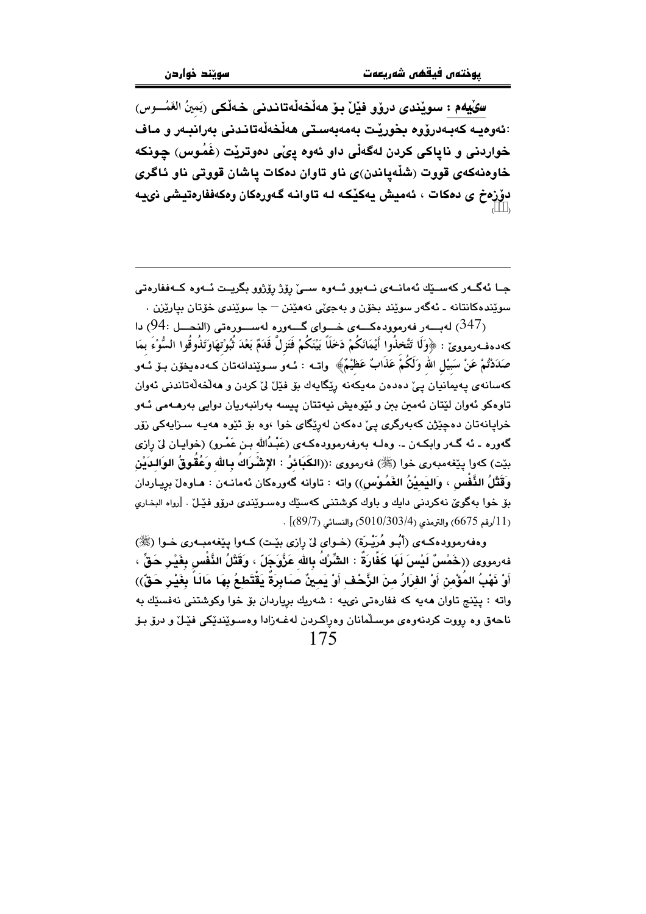**سێیەم : سوێندی درۆو فێڵ بۆ هەڵخەڵەتاندنی خەڵکی (يَمِينُ الغَمُــوس)** :ئەوەیـە کەبـەدرۆوە بخورێـت بەمەبەسـتی هەڵخەڵەتانـدنی بەرانبـەر و مـاف خواردنی و ناپاکی کردن لەگەڵی داو ئەوە پێی دەوترێت (غَمُوس) چونکە خاوەنەکەی قووت (شڵەپاندن)ی ناو تاوان دەکات پاشان قووتی ناو ئاگری دۆزەخ ی دەکات ، ئەمیش یەکێکە لـە تاوانـە گـەورەکان وەکەففارەتیشی نییـە (347)

---

جـا ئەگـەر کەسـێك ئەمانـەی نـەبوو ئـەوە سـێ رۆژ رۆژوو بگریـت ئـەوە کـەففارەتی سوێندەکانتانە ـ ئەگەر سوێند بخۆن و بەجێی نەهێنن — جا سوێندی خۆتان بپارێزن .

(347) لەبـــەر فەرموودەکـــەی خـــوای گـــەورە لەســـورەتی (النحـــل :94) دا کەدەفـەرمووێ : ﴿وَلَا تَتَّخِذُوا أَيْمَانَكُمْ دَخَلًا بَيْنَكُمْ فَتَزِلَّ قَدَمٌ بَعْدَ ثُبُوتِهَاوَتَذُوقُوا السُّوْءَ بِمَا صَدَدْتُمْ عَنْ سَبِيْلِ الله وَلَكُمْ عَذَابٌ عَظِيْمٌ﴾ واتـە : ئـەو سـوێندانەتان کـەدەیخۆن بـۆ ئـەو کەسانەی پەیمانیان پێ دەدەن مەیکەنە رێگایەك بۆ فێڵ لێ کردن و هەڵخەڵەتاندنی ئەوان تاوەکو ئەوان لێتان ئەمین بن و ئێوەیش نیەتتان پیسە بەرانبەریان دوایی بەرهـەمی ئـەو خراپانەتان دەچێژن کەبەرگری پێ دەکەن لەرێگای خوا ،وە بۆ ئێوە هەیـە سـزایەکی زۆر گەورە ـ ئە گـەر وابکـەن ـ. وەلـە بەرفەرموودەکـەی (عَبْـدُالله بـن عَمْـرو) (خوایـان لێ رازی بێت) کەوا پێغەمبەری خوا (ﷺ) فەرمووی :((**الكَبَائِرُ : الإِشْرَاكُ بِالله وَعُقُوقُ الوَالِـدَيْنِ وَقَتْلُ النَّفْسِ ، وَاليَمِيْنُ الغَمُوْسِ**)) واتە : تاوانە گەورەکان ئەمانـەن : هـاوەڵ بڕیـاردان بۆ خوا بەگوێ نەکردنی دایك و باوك کوشتنی کەسێك وەسـوێندی درۆو فێـڵ . [رواه البخاري (11/رقم 6675) والترمذي (5010/303/4) والنسائي (89/7)] .

وەفەرموودەکـەی (أَبُـو هُرَيْـرَة) (خـوای لێ رازی بێـت) کـەوا پێغەمبـەری خـوا (ﷺ) فەرمووی ((**خَمْسٌ لَيْسَ لَهَا كَفَّارَةٌ : الشِّرْكُ بِالله عَزَّوَجَلّ ، وَقَتْلُ النَّفْسِ بِغَيْرِ حَقٍّ ، أَوْ نَهْبُ المُؤْمِنِ أَوْ الفِرَارُ مِنَ الزَّحْفِ أَوْ يَمِينٌ صَابِرَةٌ يَقْتَطِعُ بِهَا مَالَاً بِغَيْرِ حَقٍّ**)) واتە : پێنج تاوان هەیە کە ففارەتی نییە : شەریك بڕیاردان بۆ خوا وکوشتنی نەفسێك بە ناحەق وە رووت کردنەوەی موسڵمانان وەراکردن لەغـەزادا وەسـوێندێکی فێـڵ و درۆ بـۆ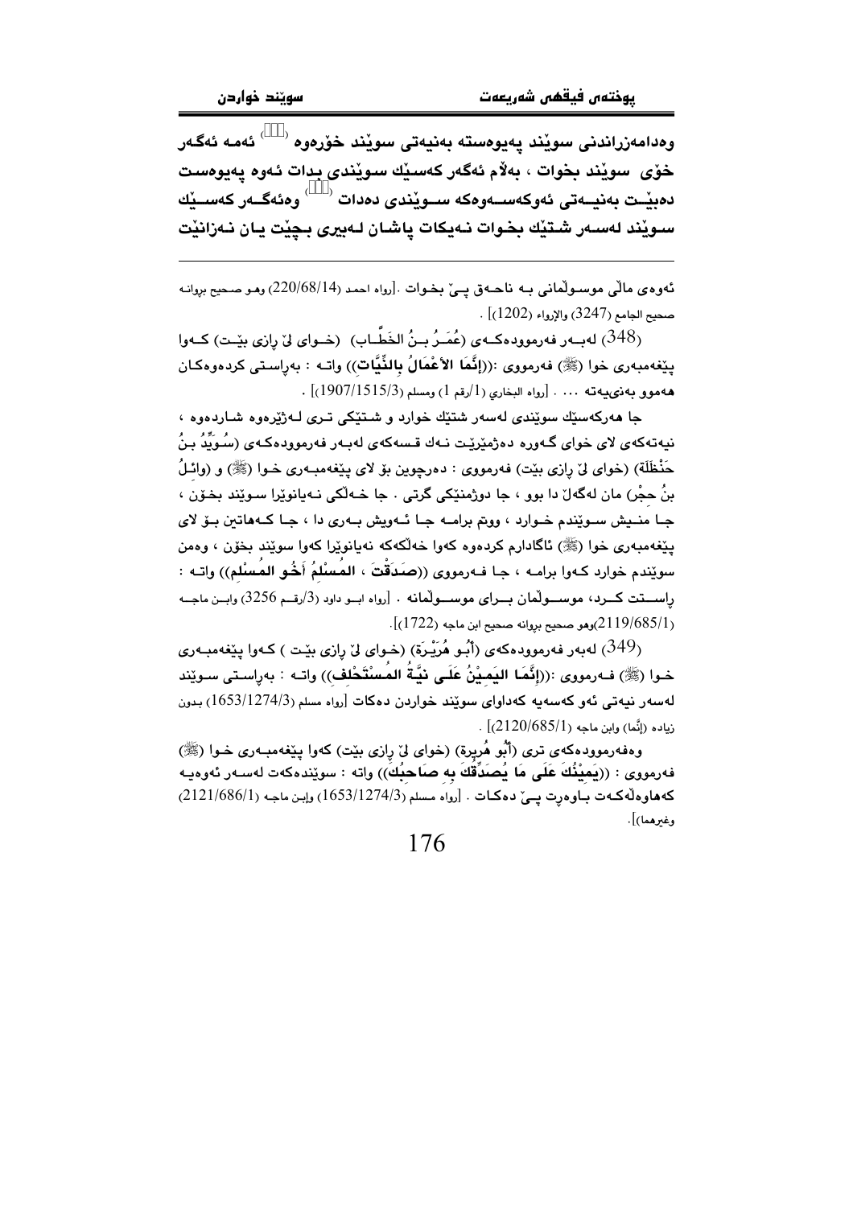وەدامەزراندنی سوێند پەیوەستە بەنیەتی سوێند خۆرەوە [ ] ئەمە ئەگەر خۆی سوێند بخوات ، بەڵام ئەگەر کەسێك سوێندی بدات ئەوە پەیوەست دەبێت بەنیەتی ئەوکەسەوەکە سوێندی دەدات [ ] وەئەگەر کەسێك سوێند لەسەر شتێك بخوات نەیکات پاشان لەبیری بچێت یان نەزانێت

---

ئەوەی ماڵی موسوڵمانی بە ناحەق پێ بخوات .[رواه احمد (220/68/14) وهو صحيح بروانه صحيح الجامع (3247) والإرواء (1202)] .

(348) لەبەر فەرموودەکەی (عُمَرُ بنُ الخَطَّاب) (خوای لێ رازی بێت) کەوا پێغەمبەری خوا (ﷺ) فەرمووی :((**إنَّمَا الأعْمَالُ بِالنِّيَّات**)) واتە : بەڕاستی کردەوەکان هەموو بەنیەتە ... . [رواه البخاري (1/رقم 1) ومسلم (1907/1515/3)] .

جا هەرکەسێك سوێندی لەسەر شتێك خوارد و شتێکی تری لەژێرەوە شاردەوە ، نیەتەکەی لای خوای گەورە دەژمێرێت نەك قسەکەی لەبەر فەرموودەکەی (سُوَيْدُ بنُ حَنْظَلَة) (خوای لێ رازی بێت) فەرمووی : دەرچوین بۆ لای پێغەمبەری خوا (ﷺ) و (وائِلُ بنُ حِجْر) مان لەگەڵ دا بوو ، جا دوژمنێکی گرتی . جا خەڵکی نەیانوێرا سوێند بخۆن ، جا منیش سوێندم خوارد ، ووتم برامە جا ئەویش بەری دا ، جا کەهاتین بۆ لای پێغەمبەری خوا (ﷺ) ئاگادارم کردەوە کەوا خەڵکەکە نەیانوێرا کەوا سوێند بخۆن ، وەمن سوێندم خوارد کەوا برامە ، جا فەرمووی ((**صَدَقْتَ ، المُسْلِمُ أَخُو المُسْلِم**)) واتە : راستت کرد، موسوڵمان برای موسوڵمانە . [رواه ابو داود (3/رقم 3256) وابن ماجه (2119/685/1)وهو صحيح بروانه صحيح ابن ماجه (1722)].

(349) لەبەر فەرموودەکەی (أَبُو هُرَيْرَة) (خوای لێ رازی بێت ) کەوا پێغەمبەری خوا (ﷺ) فەرمووی :((**إنَّمَا اليَمِيْنُ عَلَى نِيَّةُ المُسْتَحْلِف**)) واتە : بەڕاستی سوێند لەسەر نیەتی ئەو کەسەیە کەداوای سوێند خواردن دەکات [رواه مسلم (1653/1274/3) بدون زياده (إنَّما) وابن ماجه (2120/685/1)] .

وەفەرموودەکەی تری (أَبُو هُرَيرة) (خوای لێ رازی بێت) کەوا پێغەمبەری خوا (ﷺ) فەرمووی : ((**يَمِيْنُكَ عَلَى مَا يُصَدِّقُكَ بِهِ صَاحِبُك**)) واتە : سوێندەکەت لەسەر ئەوەیە کەهاوەڵەکەت باوەڕت پێ دەکات . [رواه مسلم (1653/1274/3) وابن ماجه (2121/686/1) وغيرهما)].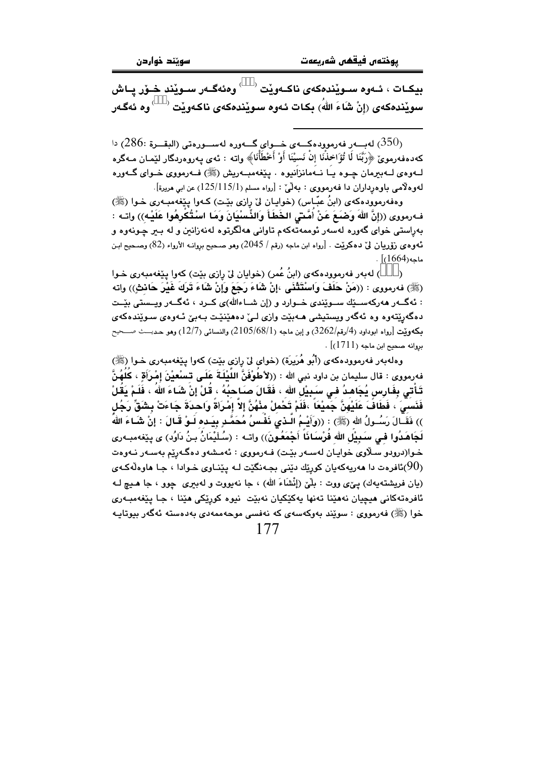بیکـات ، ئـەوە سـوێندەکەی ناکـەوێت [351] وەئەگـەر سـوێند خـۆر پـاش سوێندەکەی (إِنْ شَاءَ اللهُ) بکات ئەوە سوێندەکەی ناکەوێت [352] وە ئەگەر

---

(350) لەبـەر فەرموودەکـەی خـوای گـەورە لەسـورەتی (البقـرة :286) دا کەدەفەرموێ ﴿رَبَّنَا لَا تُؤَاخِذْنَا إِنْ نَسِيْنَا أَوْ أَخْطَأْنَا﴾ واتە : ئەی پەروەردگار لێمـان مـەگرە لـەوەی لـەبیرمان چـوە یـا نـەمانزانیوە . پێغەمبـەریش (ﷺ) فـەرمووی خـوای گـەورە لەوەڵامی باوەڕداران دا فەرمووی : بەڵێ : [رواه مسلم (125/115/1) عن ابي هريرة].

وەفەرموودەکەی (ابنُ عبّاس) (خوایـان لێ ڕازی بێت) کـەوا پێغەمبـەری خـوا (ﷺ) فـەرمووی ((إِنَّ اللهَ وَضَعَ عَنْ أُمَّتِي الخَطَأَ وَالنِّسْيَانَ وَمَا اسْتُكْرِهُوا عَلَيْهِ)) واتـە : بەڕاستی خوای گەورە لەسەر ئوممەتەکەم تاوانی هەڵگرتوە لەنەزانین و لە بیر چونەوە و ئەوەی زۆریان لێ دەکرێت . [رواه ابن ماجه (رقم / 2045) وهو صحيح بروانه الأرواء (82) وصحيح ابن ماجه(1664)] .

(351) لەبەر فەرموودەکەی (ابنُ عُمر) (خوایان لێ ڕازی بێت) کەوا پێغەمبەری خـوا (ﷺ) فەرمووی : ((مَنْ حَلَفَ وَاسْتَثْنَى ،إِنْ شَاءَ رَجَعَ وَإِنْ شَاءَ تَرَكَ غَيْرَ حَانِثٍ)) واتە : ئەگـەر هەرکەسـێك سـوێندی خـوارد و (إن شـاءالله)ی کـرد ، ئەگـەر ویـستی بێـت دەگەڕێتەوە وە ئەگەر ویستیشی هـەبێت وازی لـێ دەهێنێـت بـەبێ ئـەوەی سـوێندەکەی بکەوێت [رواه ابوداود (4/رقم/3262) و إبن ماجه (2105/68/1) والنسائی (12/7) وهو حديـث صـحيح بروانه صحيح ابن ماجه (1711)] .

وەلەبەر فەرموودەکەی (أَبُو هُرَيرَة) (خوای لێ ڕازی بێت) کەوا پێغەمبەری خـوا (ﷺ) فەرمووی : قال سليمان بن داود نبي الله : ((لأَطُوفَنَّ اللَّيْلَةَ عَلَى تِسْعِيْنَ إِمْرَأَةٍ ، كُلُهُنَّ تَأْتِي بِفَارِسٍ يُجَاهِدُ فِي سَبِيْلِ الله ، فَقَالَ صَاحِبُهُ ، قُلْ إِنْ شَاءَ اللهُ ، فَلَمْ يَقُلْ فَنَسِيَ ، فَطَافَ عَلَيْهِنَّ جَمِيْعَاً ،فَلَمْ تَحْمِلْ مِنْهُنَّ إِلاَّ إِمْرَأَةً وَاحِدَةً جَاءَتْ بِشَقِّ رَجُلٍ )) فَقَالَ رَسُولُ الله (ﷺ) : ((وَأَيْمُ الَّذِي نَفْسُ مُحَمَّدٍ بِيَدِهِ لَوْ قَالَ : إِنْ شَاءَ اللهُ لَجَاهَدُوا فِي سَبِيْلِ اللهِ فُرْسَانَاً أَجْمَعُونَ)) واتـە : (سُلَيْمَانُ بنُ دَاوُد) ی پێغەمبـەری خـوا(دروودو سـڵاوی خوایـان لەسـەر بێـت) فـەرمووی : ئەمـشەو دەگـەڕێم بەسـەر نـەوەت (90)ئافرەت دا هەریەکەیان کوڕێك دێنی بجەنگێت لـە پێنـاوی خـوادا ، جـا هاوەڵەکـەی (یان فریشتەیەك) پێی ووت : بڵێ (إِنْشَاءَ الله) ، جا نەیووت و لەبیری چوو ، جا هـیچ لـە ئافرەتەکانی هیچیان نەهێنا تەنها یەکێکیان نەبێت نیوە کوڕێکی هێنا ، جـا پێغەمبـەری خوا (ﷺ) فەرمووی : سوێند بەوکەسەی کە نەفسی موحەممەدی بەدەستە ئەگەر بیوتایـە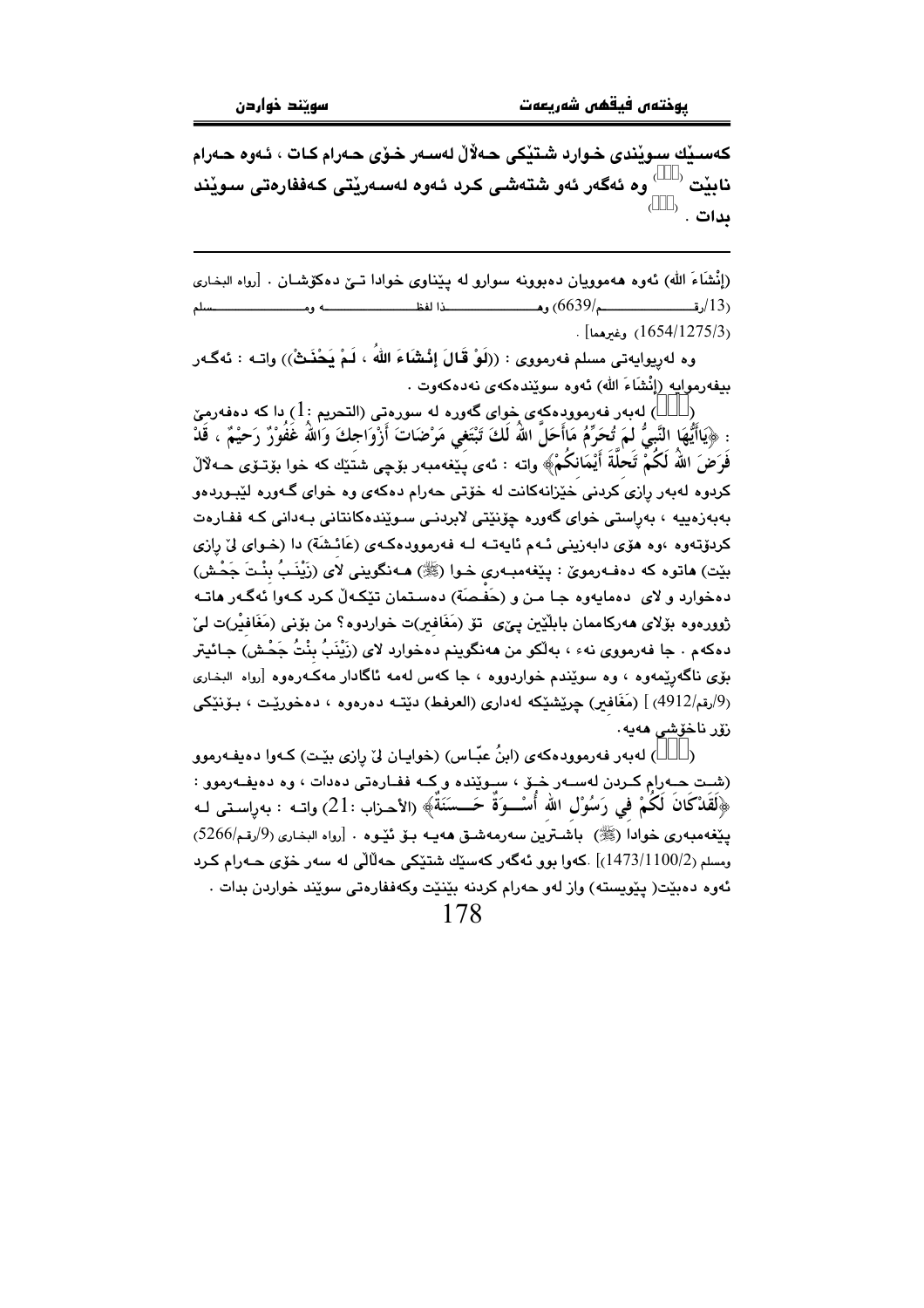**کەسێك سوێندی خوارد شتێکی حەڵاڵ لەسەر خۆی حەرام کات ، ئەوە حەرام نابێت ([ ]) وە ئەگەر ئەو شتەشی کرد ئەوە لەسەریەتی کەففارەتی سوێند بدات . ([ ])**

---

(إِنْشَاءَ الله) ئەوە هەموویان دەبوونە سوارو لە پێناوی خوادا تێ دەکۆشان . [رواه البخاری (13/رقم/6639) وهذا لفظه ومسلم (1654/1275/3) وغیرهما] .

وە لەریوایەتی مسلم فەرمووی : ((لَوْ قَالَ إِنْشَاءَ اللهُ ، لَمْ يَحْنَثْ)) واتە : ئەگەر بیفەرمواية (إِنْشَاءَ الله) ئەوە سوێندەکەی نەدەکەوت .

([ ]) لەبەر فەرموودەکەی خوای گەورە لە سورەتی (التحريم :1) دا کە دەفەرمێ : ﴿يَاأَيُّهَا النَّبِيُّ لِمَ تُحَرِّمُ مَاأَحَلَّ اللهُ لَكَ تَبْتَغِي مَرْضَاتَ أَزْوَاجِكَ وَاللهُ غَفُوْرٌ رَحِيْمٌ ، قَدْ فَرَضَ اللهُ لَكُمْ تَحِلَّةَ أَيْمَانِكُمْ﴾ واتە : ئەی پێغەمبەر بۆچی شتێك کە خوا بۆتۆی حەڵاڵ کردوە لەبەر رازی کردنی خێزانەکانت لە خۆتی حەرام دەکەی وە خوای گەورە لێبوردەو بەبەزەییە ، بەڕاستی خوای گەورە چۆنێتی لابردنی سوێندەکانتانی بەدانی کە ففارەت کردۆتەوە ،وە هۆی دابەزینی ئەم ئایەتە لە فەرموودەکەی (عَائِشَة) دا (خوای لێ رازی بێت) هاتوە کە دەفەرموێ : پێغەمبەری خوا (ﷺ) هەنگوینی لای (زَيْنَبُ بِنْتَ جَحْش) دەخوارد و لای دەمایەوە جا من و (حَفْصَة) دەستمان تێکەڵ کرد کەوا ئەگەر هاتە ژوورەوە بۆلای هەرکاممان بابڵێین پێی تۆ (مَغَافير)ت خواردوە؟ من بۆنی (مَغَافير)ت لێ دەکەم . جا فەرمووی نەء ، بەڵکو من هەنگوینم دەخوارد لای (زَيْنَبُ بِنْتُ جَحْش) جائیتر بۆی ناگەڕێمەوە ، وە سوێندم خواردووە ، جا کەس لەمە ئاگادار مەکەرەوە [رواه البخاری (9/رقم/4912) ] (مَغَافير) چرێشێکە لەداری (العرفط) دێتە دەرەوە ، دەخورێت ، بۆنێکی زۆر ناخۆشی هەیە.

([ ]) لەبەر فەرموودەکەی (ابنُ عبّاس) (خوایان لێ رازی بێت) کەوا دەیفەرموو (شت حەرام کردن لەسەر خۆ ، سوێندە و کە ففارەتی دەدات ، وە دەیفەرموو : ﴿لَقَدْكَانَ لَكُمْ فِي رَسُوْلِ اللهِ أُسْوَةٌ حَسَنَةٌ﴾ (الأحزاب :21) واتە : بەڕاستی لە پێغەمبەری خوادا (ﷺ) باشترین سەرمەشق هەیە بۆ ئێوە . [رواه البخاری (9/رقم/5266) ومسلم (1473/1100/2)] .کەوا بوو ئەگەر کەسێك شتێکی حەڵاڵی لە سەر خۆی حەرام کرد ئەوە دەبێت( پێویستە) واز لەو حەرام کردنە بێنێت وکەففارەتی سوێند خواردن بدات .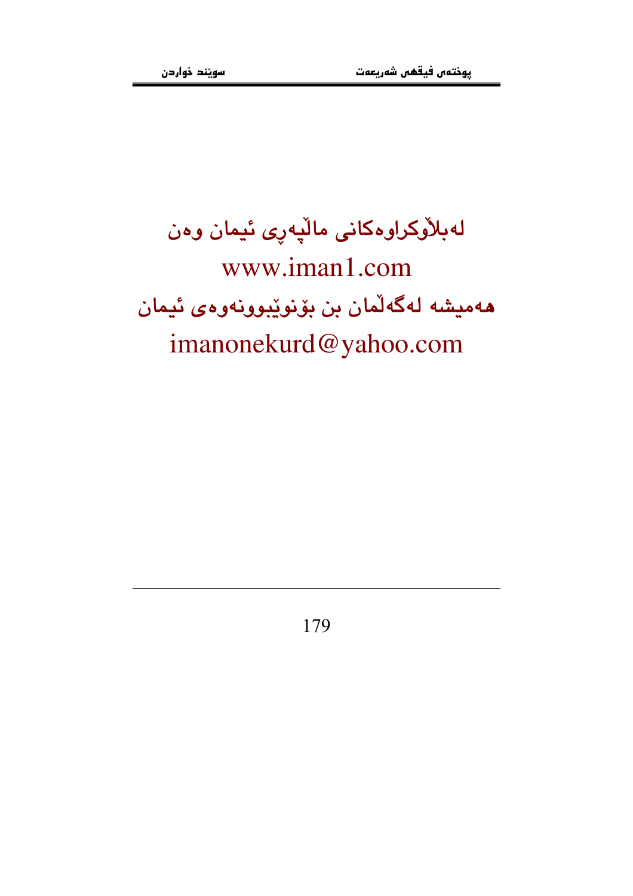لەبلاْوكراوەكانى مالْپەڕى ئيمان وەن

www.iman1.com

هەميشە لەگەڵمان بن بۆنوێبوونەوەى ئيمان

imanonekurd@yahoo.com